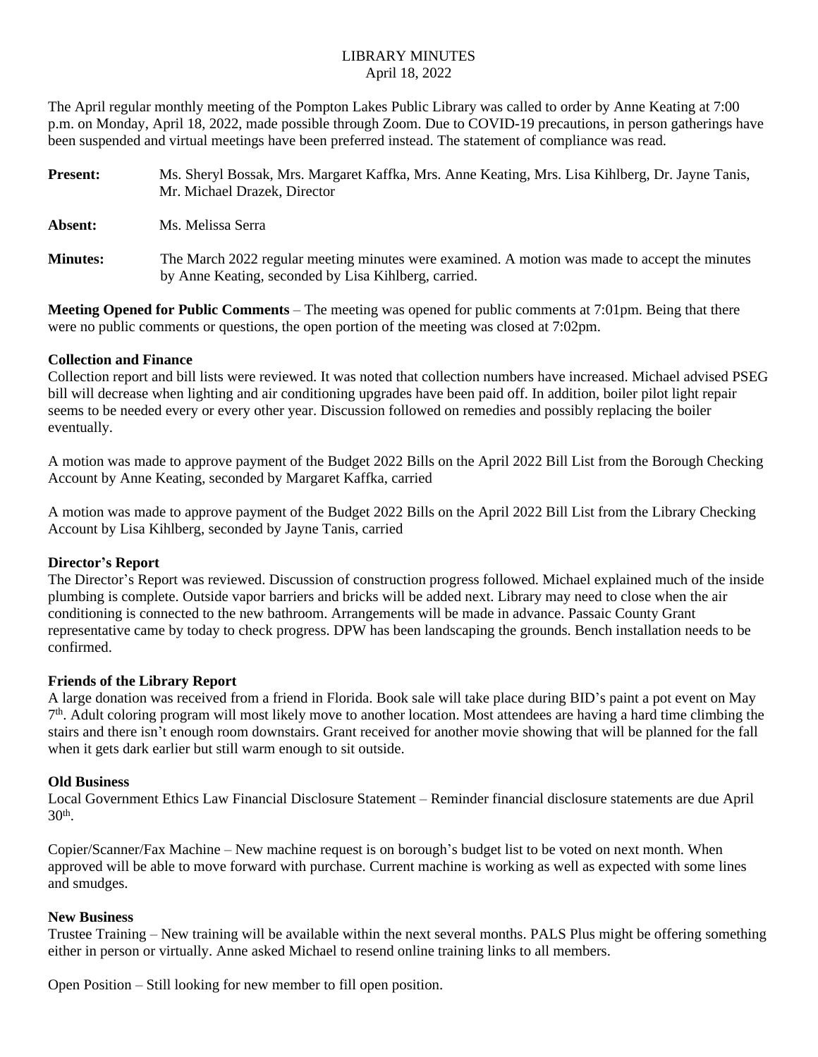# LIBRARY MINUTES

April 18, 2022

The April regular monthly meeting of the Pompton Lakes Public Library was called to order by Anne Keating at 7:00 p.m. on Monday, April 18, 2022, made possible through Zoom. Due to COVID-19 precautions, in person gatherings have been suspended and virtual meetings have been preferred instead. The statement of compliance was read.

**Present:** Ms. Sheryl Bossak, Mrs. Margaret Kaffka, Mrs. Anne Keating, Mrs. Lisa Kihlberg, Dr. Jayne Tanis, Mr. Michael Drazek, Director

**Absent:** Ms. Melissa Serra

**Minutes:** The March 2022 regular meeting minutes were examined. A motion was made to accept the minutes by Anne Keating, seconded by Lisa Kihlberg, carried.

**Meeting Opened for Public Comments** – The meeting was opened for public comments at 7:01pm. Being that there were no public comments or questions, the open portion of the meeting was closed at 7:02pm.

**Collection and Finance**

Collection report and bill lists were reviewed. It was noted that collection numbers have increased. Michael advised PSEG bill will decrease when lighting and air conditioning upgrades have been paid off. In addition, boiler pilot light repair seems to be needed every or every other year. Discussion followed on remedies and possibly replacing the boiler eventually.

A motion was made to approve payment of the Budget 2022 Bills on the April 2022 Bill List from the Borough Checking Account by Anne Keating, seconded by Margaret Kaffka, carried

A motion was made to approve payment of the Budget 2022 Bills on the April 2022 Bill List from the Library Checking Account by Lisa Kihlberg, seconded by Jayne Tanis, carried

**Director's Report**

The Director's Report was reviewed. Discussion of construction progress followed. Michael explained much of the inside plumbing is complete. Outside vapor barriers and bricks will be added next. Library may need to close when the air conditioning is connected to the new bathroom. Arrangements will be made in advance. Passaic County Grant representative came by today to check progress. DPW has been landscaping the grounds. Bench installation needs to be confirmed.

**Friends of the Library Report**

A large donation was received from a friend in Florida. Book sale will take place during BID's paint a pot event on May 7th. Adult coloring program will most likely move to another location. Most attendees are having a hard time climbing the stairs and there isn't enough room downstairs. Grant received for another movie showing that will be planned for the fall when it gets dark earlier but still warm enough to sit outside.

**Old Business**

Local Government Ethics Law Financial Disclosure Statement – Reminder financial disclosure statements are due April 30th.

Copier/Scanner/Fax Machine – New machine request is on borough's budget list to be voted on next month. When approved will be able to move forward with purchase. Current machine is working as well as expected with some lines and smudges.

**New Business**

Trustee Training – New training will be available within the next several months. PALS Plus might be offering something either in person or virtually. Anne asked Michael to resend online training links to all members.

Open Position – Still looking for new member to fill open position.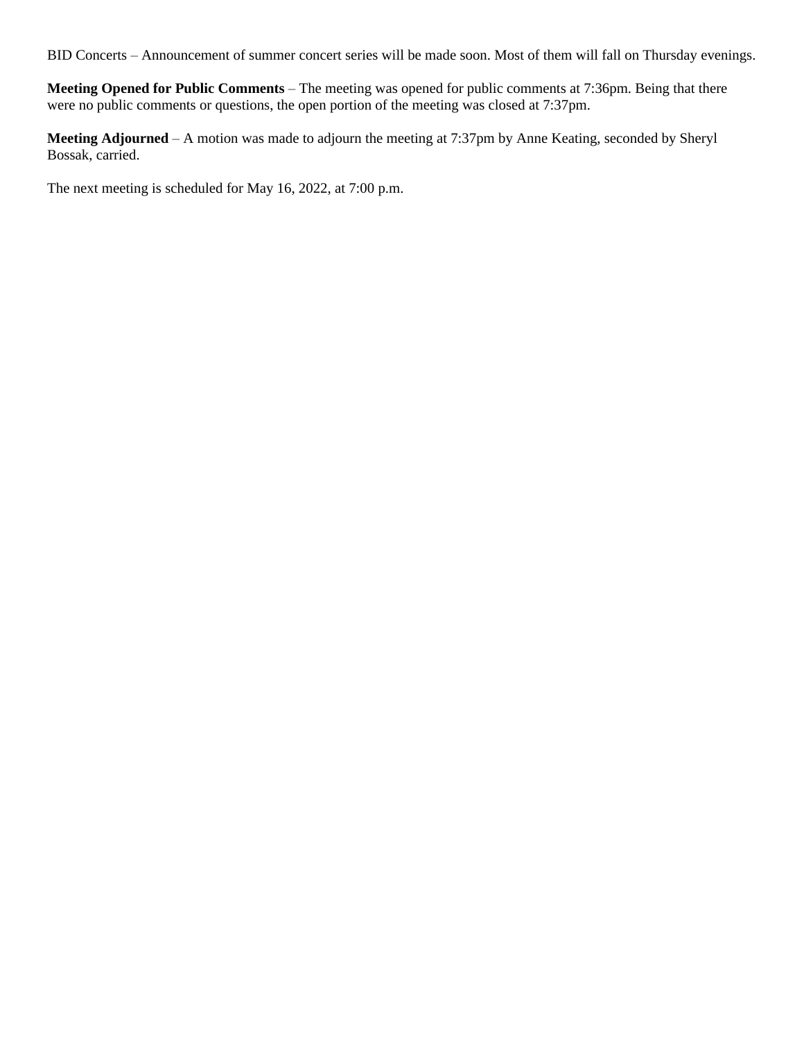BID Concerts – Announcement of summer concert series will be made soon. Most of them will fall on Thursday evenings.

**Meeting Opened for Public Comments** – The meeting was opened for public comments at 7:36pm. Being that there were no public comments or questions, the open portion of the meeting was closed at 7:37pm.

**Meeting Adjourned** – A motion was made to adjourn the meeting at 7:37pm by Anne Keating, seconded by Sheryl Bossak, carried.

The next meeting is scheduled for May 16, 2022, at 7:00 p.m.